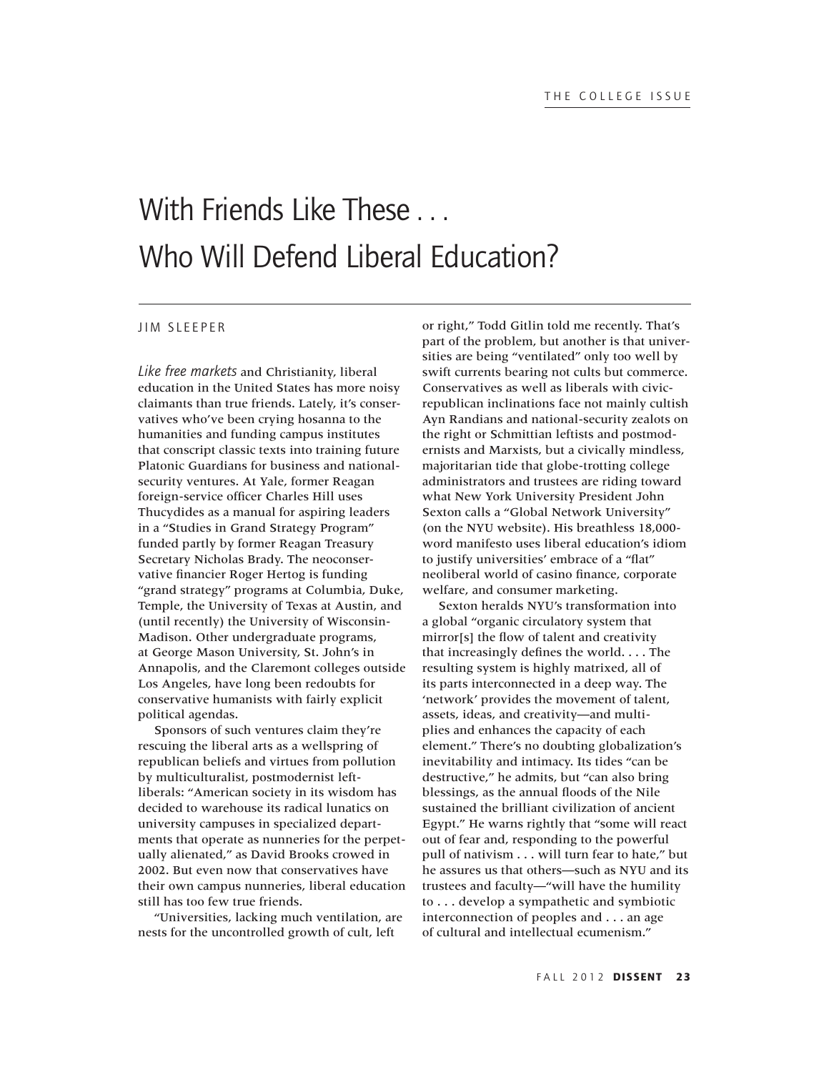# With Friends Like These . . . Who Will Defend Liberal Education?

JIM SLEEPER

*Like free markets* and Christianity, liberal education in the United States has more noisy claimants than true friends. Lately, it's conservatives who've been crying hosanna to the humanities and funding campus institutes that conscript classic texts into training future Platonic Guardians for business and national-security ventures. At Yale, former Reagan foreign-service officer Charles Hill uses Thucydides as a manual for aspiring leaders in a "Studies in Grand Strategy Program" funded partly by former Reagan Treasury Secretary Nicholas Brady. The neoconservative financier Roger Hertog is funding "grand strategy" programs at Columbia, Duke, Temple, the University of Texas at Austin, and (until recently) the University of Wisconsin-Madison. Other undergraduate programs, at George Mason University, St. John's in Annapolis, and the Claremont colleges outside Los Angeles, have long been redoubts for conservative humanists with fairly explicit political agendas.

Sponsors of such ventures claim they're rescuing the liberal arts as a wellspring of republican beliefs and virtues from pollution by multiculturalist, postmodernist left-liberals: "American society in its wisdom has decided to warehouse its radical lunatics on university campuses in specialized departments that operate as nunneries for the perpetually alienated," as David Brooks crowed in 2002. But even now that conservatives have their own campus nunneries, liberal education still has too few true friends.

"Universities, lacking much ventilation, are nests for the uncontrolled growth of cult, left or right," Todd Gitlin told me recently. That's part of the problem, but another is that universities are being "ventilated" only too well by swift currents bearing not cults but commerce. Conservatives as well as liberals with civic-republican inclinations face not mainly cultish Ayn Randians and national-security zealots on the right or Schmittian leftists and postmodernists and Marxists, but a civically mindless, majoritarian tide that globe-trotting college administrators and trustees are riding toward what New York University President John Sexton calls a "Global Network University" (on the NYU website). His breathless 18,000-word manifesto uses liberal education's idiom to justify universities' embrace of a "flat" neoliberal world of casino finance, corporate welfare, and consumer marketing.

Sexton heralds NYU's transformation into a global "organic circulatory system that mirror[s] the flow of talent and creativity that increasingly defines the world. . . . The resulting system is highly matrixed, all of its parts interconnected in a deep way. The 'network' provides the movement of talent, assets, ideas, and creativity—and multiplies and enhances the capacity of each element." There's no doubting globalization's inevitability and intimacy. Its tides "can be destructive," he admits, but "can also bring blessings, as the annual floods of the Nile sustained the brilliant civilization of ancient Egypt." He warns rightly that "some will react out of fear and, responding to the powerful pull of nativism . . . will turn fear to hate," but he assures us that others—such as NYU and its trustees and faculty—"will have the humility to . . . develop a sympathetic and symbiotic interconnection of peoples and . . . an age of cultural and intellectual ecumenism."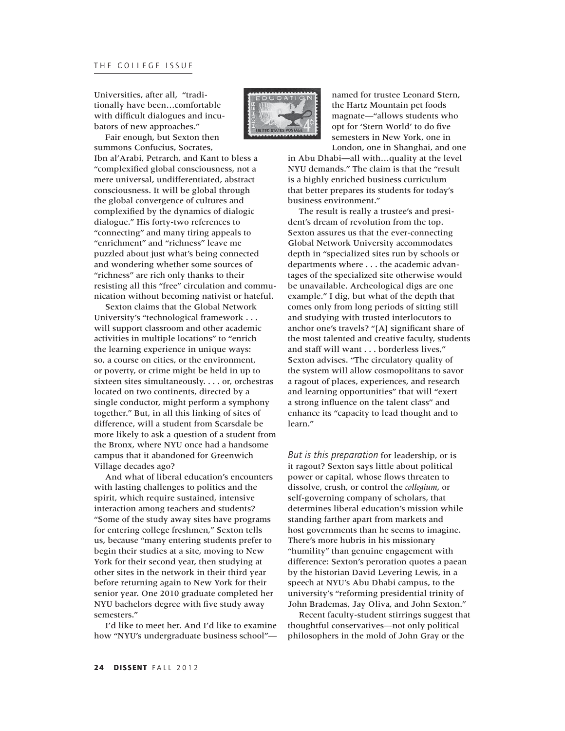Universities, after all, "traditionally have been…comfortable with difficult dialogues and incubators of new approaches."

Fair enough, but Sexton then summons Confucius, Socrates, Ibn al'Arabi, Petrarch, and Kant to bless a "complexified global consciousness, not a mere universal, undifferentiated, abstract consciousness. It will be global through the global convergence of cultures and complexified by the dynamics of dialogic dialogue." His forty-two references to "connecting" and many tiring appeals to "enrichment" and "richness" leave me puzzled about just what's being connected and wondering whether some sources of "richness" are rich only thanks to their resisting all this "free" circulation and communication without becoming nativist or hateful.

Sexton claims that the Global Network University's "technological framework . . . will support classroom and other academic activities in multiple locations" to "enrich the learning experience in unique ways: so, a course on cities, or the environment, or poverty, or crime might be held in up to sixteen sites simultaneously. . . . or, orchestras located on two continents, directed by a single conductor, might perform a symphony together." But, in all this linking of sites of difference, will a student from Scarsdale be more likely to ask a question of a student from the Bronx, where NYU once had a handsome campus that it abandoned for Greenwich Village decades ago?

And what of liberal education's encounters with lasting challenges to politics and the spirit, which require sustained, intensive interaction among teachers and students? "Some of the study away sites have programs for entering college freshmen," Sexton tells us, because "many entering students prefer to begin their studies at a site, moving to New York for their second year, then studying at other sites in the network in their third year before returning again to New York for their senior year. One 2010 graduate completed her NYU bachelors degree with five study away semesters."

I'd like to meet her. And I'd like to examine how "NYU's undergraduate business school"—named for trustee Leonard Stern, the Hartz Mountain pet foods magnate—"allows students who opt for 'Stern World' to do five semesters in New York, one in London, one in Shanghai, and one in Abu Dhabi—all with…quality at the level NYU demands." The claim is that the "result is a highly enriched business curriculum that better prepares its students for today's business environment."

The result is really a trustee's and president's dream of revolution from the top. Sexton assures us that the ever-connecting Global Network University accommodates depth in "specialized sites run by schools or departments where . . . the academic advantages of the specialized site otherwise would be unavailable. Archeological digs are one example." I dig, but what of the depth that comes only from long periods of sitting still and studying with trusted interlocutors to anchor one's travels? "[A] significant share of the most talented and creative faculty, students and staff will want . . . borderless lives," Sexton advises. "The circulatory quality of the system will allow cosmopolitans to savor a ragout of places, experiences, and research and learning opportunities" that will "exert a strong influence on the talent class" and enhance its "capacity to lead thought and to learn."

*But is this preparation* for leadership, or is it ragout? Sexton says little about political power or capital, whose flows threaten to dissolve, crush, or control the *collegium*, or self-governing company of scholars, that determines liberal education's mission while standing farther apart from markets and host governments than he seems to imagine. There's more hubris in his missionary "humility" than genuine engagement with difference: Sexton's peroration quotes a paean by the historian David Levering Lewis, in a speech at NYU's Abu Dhabi campus, to the university's "reforming presidential trinity of John Brademas, Jay Oliva, and John Sexton."

Recent faculty-student stirrings suggest that thoughtful conservatives—not only political philosophers in the mold of John Gray or the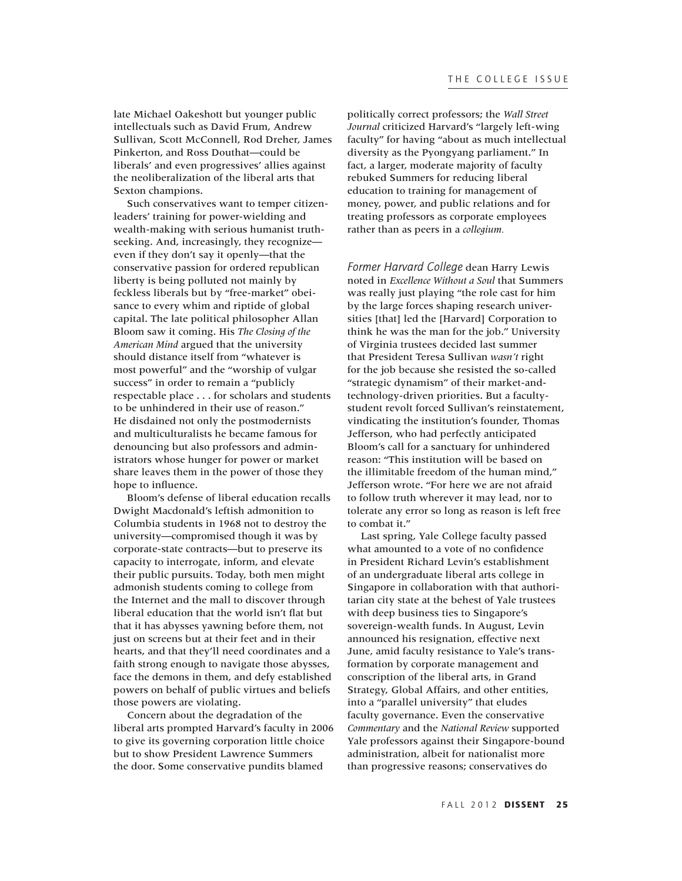late Michael Oakeshott but younger public intellectuals such as David Frum, Andrew Sullivan, Scott McConnell, Rod Dreher, James Pinkerton, and Ross Douthat—could be liberals' and even progressives' allies against the neoliberalization of the liberal arts that Sexton champions.

Such conservatives want to temper citizen-leaders' training for power-wielding and wealth-making with serious humanist truth-seeking. And, increasingly, they recognize—even if they don't say it openly—that the conservative passion for ordered republican liberty is being polluted not mainly by feckless liberals but by "free-market" obeisance to every whim and riptide of global capital. The late political philosopher Allan Bloom saw it coming. His *The Closing of the American Mind* argued that the university should distance itself from "whatever is most powerful" and the "worship of vulgar success" in order to remain a "publicly respectable place . . . for scholars and students to be unhindered in their use of reason." He disdained not only the postmodernists and multiculturalists he became famous for denouncing but also professors and administrators whose hunger for power or market share leaves them in the power of those they hope to influence.

Bloom's defense of liberal education recalls Dwight Macdonald's leftish admonition to Columbia students in 1968 not to destroy the university—compromised though it was by corporate-state contracts—but to preserve its capacity to interrogate, inform, and elevate their public pursuits. Today, both men might admonish students coming to college from the Internet and the mall to discover through liberal education that the world isn't flat but that it has abysses yawning before them, not just on screens but at their feet and in their hearts, and that they'll need coordinates and a faith strong enough to navigate those abysses, face the demons in them, and defy established powers on behalf of public virtues and beliefs those powers are violating.

Concern about the degradation of the liberal arts prompted Harvard's faculty in 2006 to give its governing corporation little choice but to show President Lawrence Summers the door. Some conservative pundits blamed politically correct professors; the *Wall Street Journal* criticized Harvard's "largely left-wing faculty" for having "about as much intellectual diversity as the Pyongyang parliament." In fact, a larger, moderate majority of faculty rebuked Summers for reducing liberal education to training for management of money, power, and public relations and for treating professors as corporate employees rather than as peers in a *collegium.*

*Former Harvard College* dean Harry Lewis noted in *Excellence Without a Soul* that Summers was really just playing "the role cast for him by the large forces shaping research universities [that] led the [Harvard] Corporation to think he was the man for the job." University of Virginia trustees decided last summer that President Teresa Sullivan *wasn't* right for the job because she resisted the so-called "strategic dynamism" of their market-and-technology-driven priorities. But a faculty-student revolt forced Sullivan's reinstatement, vindicating the institution's founder, Thomas Jefferson, who had perfectly anticipated Bloom's call for a sanctuary for unhindered reason: "This institution will be based on the illimitable freedom of the human mind," Jefferson wrote. "For here we are not afraid to follow truth wherever it may lead, nor to tolerate any error so long as reason is left free to combat it."

Last spring, Yale College faculty passed what amounted to a vote of no confidence in President Richard Levin's establishment of an undergraduate liberal arts college in Singapore in collaboration with that authoritarian city state at the behest of Yale trustees with deep business ties to Singapore's sovereign-wealth funds. In August, Levin announced his resignation, effective next June, amid faculty resistance to Yale's transformation by corporate management and conscription of the liberal arts, in Grand Strategy, Global Affairs, and other entities, into a "parallel university" that eludes faculty governance. Even the conservative *Commentary* and the *National Review* supported Yale professors against their Singapore-bound administration, albeit for nationalist more than progressive reasons; conservatives do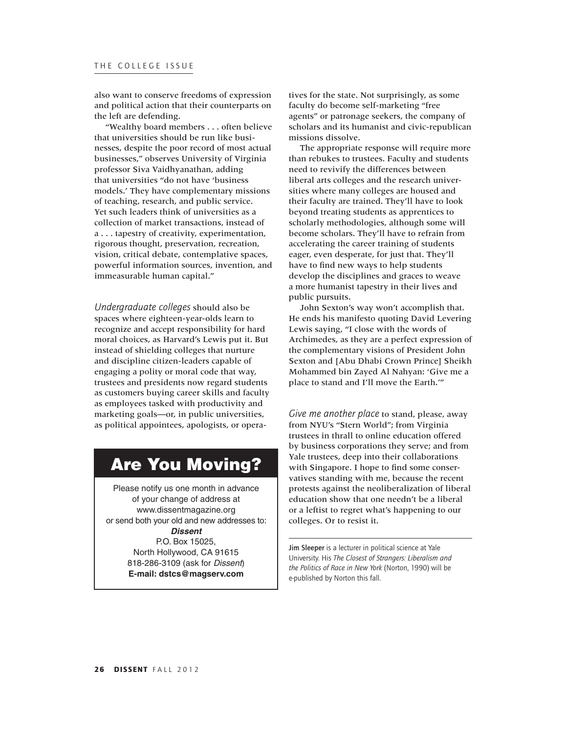also want to conserve freedoms of expression and political action that their counterparts on the left are defending.

"Wealthy board members . . . often believe that universities should be run like businesses, despite the poor record of most actual businesses," observes University of Virginia professor Siva Vaidhyanathan, adding that universities "do not have 'business models.' They have complementary missions of teaching, research, and public service. Yet such leaders think of universities as a collection of market transactions, instead of a . . . tapestry of creativity, experimentation, rigorous thought, preservation, recreation, vision, critical debate, contemplative spaces, powerful information sources, invention, and immeasurable human capital."

*Undergraduate colleges* should also be spaces where eighteen-year-olds learn to recognize and accept responsibility for hard moral choices, as Harvard's Lewis put it. But instead of shielding colleges that nurture and discipline citizen-leaders capable of engaging a polity or moral code that way, trustees and presidents now regard students as customers buying career skills and faculty as employees tasked with productivity and marketing goals—or, in public universities, as political appointees, apologists, or operatives for the state. Not surprisingly, as some faculty do become self-marketing "free agents" or patronage seekers, the company of scholars and its humanist and civic-republican missions dissolve.

The appropriate response will require more than rebukes to trustees. Faculty and students need to revivify the differences between liberal arts colleges and the research universities where many colleges are housed and their faculty are trained. They'll have to look beyond treating students as apprentices to scholarly methodologies, although some will become scholars. They'll have to refrain from accelerating the career training of students eager, even desperate, for just that. They'll have to find new ways to help students develop the disciplines and graces to weave a more humanist tapestry in their lives and public pursuits.

John Sexton's way won't accomplish that. He ends his manifesto quoting David Levering Lewis saying, "I close with the words of Archimedes, as they are a perfect expression of the complementary visions of President John Sexton and [Abu Dhabi Crown Prince] Sheikh Mohammed bin Zayed Al Nahyan: 'Give me a place to stand and I'll move the Earth.'"

*Give me another place* to stand, please, away from NYU's "Stern World"; from Virginia trustees in thrall to online education offered by business corporations they serve; and from Yale trustees, deep into their collaborations with Singapore. I hope to find some conservatives standing with me, because the recent protests against the neoliberalization of liberal education show that one needn't be a liberal or a leftist to regret what's happening to our colleges. Or to resist it.

**Jim Sleeper** is a lecturer in political science at Yale University. His *The Closest of Strangers: Liberalism and the Politics of Race in New York* (Norton, 1990) will be e-published by Norton this fall.

## Are You Moving?

Please notify us one month in advance of your change of address at www.dissentmagazine.org or send both your old and new addresses to:

***Dissent***
P.O. Box 15025,
North Hollywood, CA 91615
818-286-3109 (ask for *Dissent*)
**E-mail: dstcs@magserv.com**